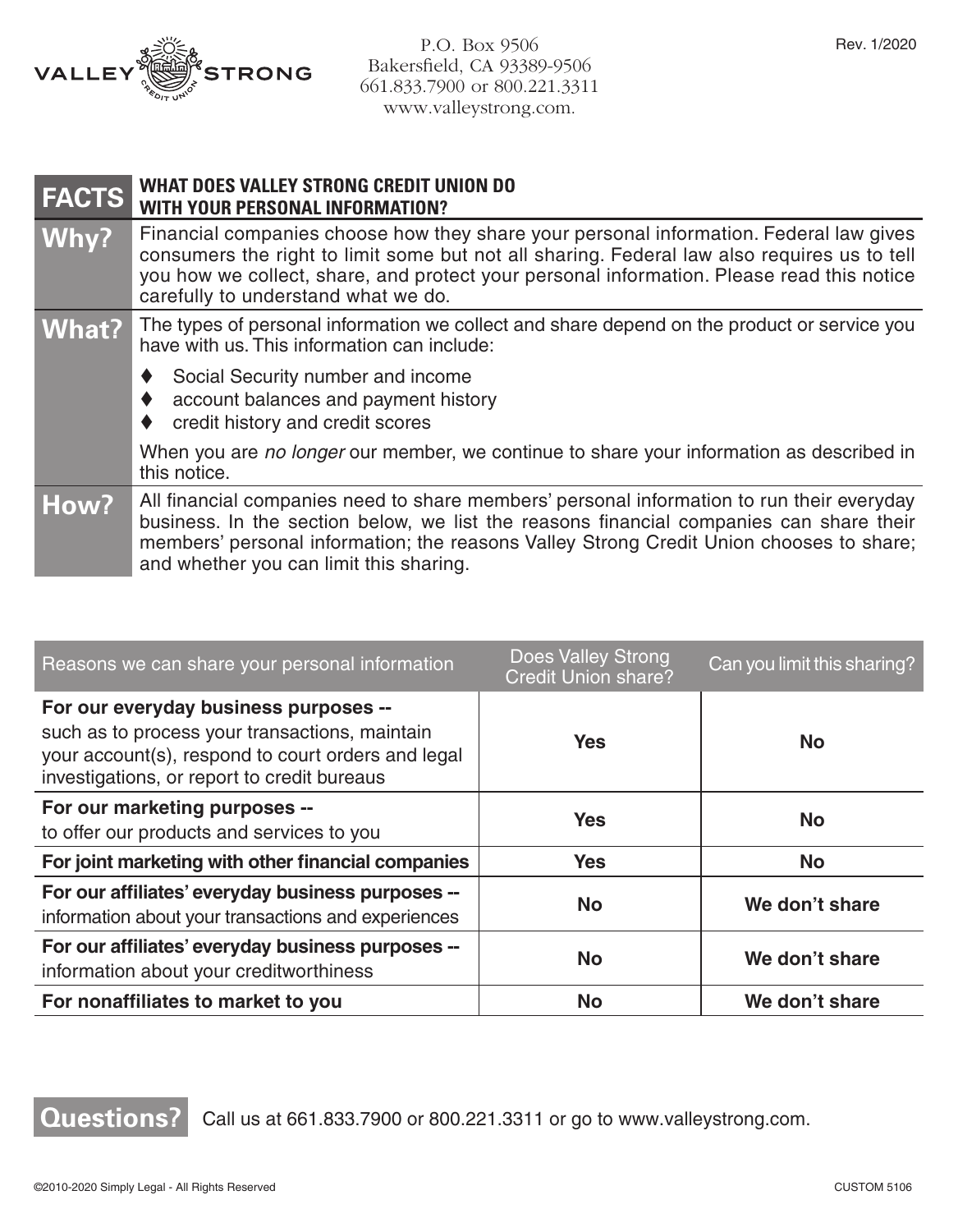VALLEY STRONG CREDIT UNION

P.O. Box 9506
Bakersfield, CA 93389-9506
661.833.7900 or 800.221.3311
www.valleystrong.com.

Rev. 1/2020

| FACTS | WHAT DOES VALLEY STRONG CREDIT UNION DO WITH YOUR PERSONAL INFORMATION? |
|---|---|
| **Why?** | Financial companies choose how they share your personal information. Federal law gives consumers the right to limit some but not all sharing. Federal law also requires us to tell you how we collect, share, and protect your personal information. Please read this notice carefully to understand what we do. |
| **What?** | The types of personal information we collect and share depend on the product or service you have with us. This information can include:<br>♦ Social Security number and income<br>♦ account balances and payment history<br>♦ credit history and credit scores<br>When you are *no longer* our member, we continue to share your information as described in this notice. |
| **How?** | All financial companies need to share members' personal information to run their everyday business. In the section below, we list the reasons financial companies can share their members' personal information; the reasons Valley Strong Credit Union chooses to share; and whether you can limit this sharing. |

| Reasons we can share your personal information | Does Valley Strong Credit Union share? | Can you limit this sharing? |
|---|---|---|
| **For our everyday business purposes --** such as to process your transactions, maintain your account(s), respond to court orders and legal investigations, or report to credit bureaus | **Yes** | **No** |
| **For our marketing purposes --** to offer our products and services to you | **Yes** | **No** |
| **For joint marketing with other financial companies** | **Yes** | **No** |
| **For our affiliates' everyday business purposes --** information about your transactions and experiences | **No** | **We don't share** |
| **For our affiliates' everyday business purposes --** information about your creditworthiness | **No** | **We don't share** |
| **For nonaffiliates to market to you** | **No** | **We don't share** |

**Questions?** Call us at 661.833.7900 or 800.221.3311 or go to www.valleystrong.com.

©2010-2020 Simply Legal - All Rights Reserved

CUSTOM 5106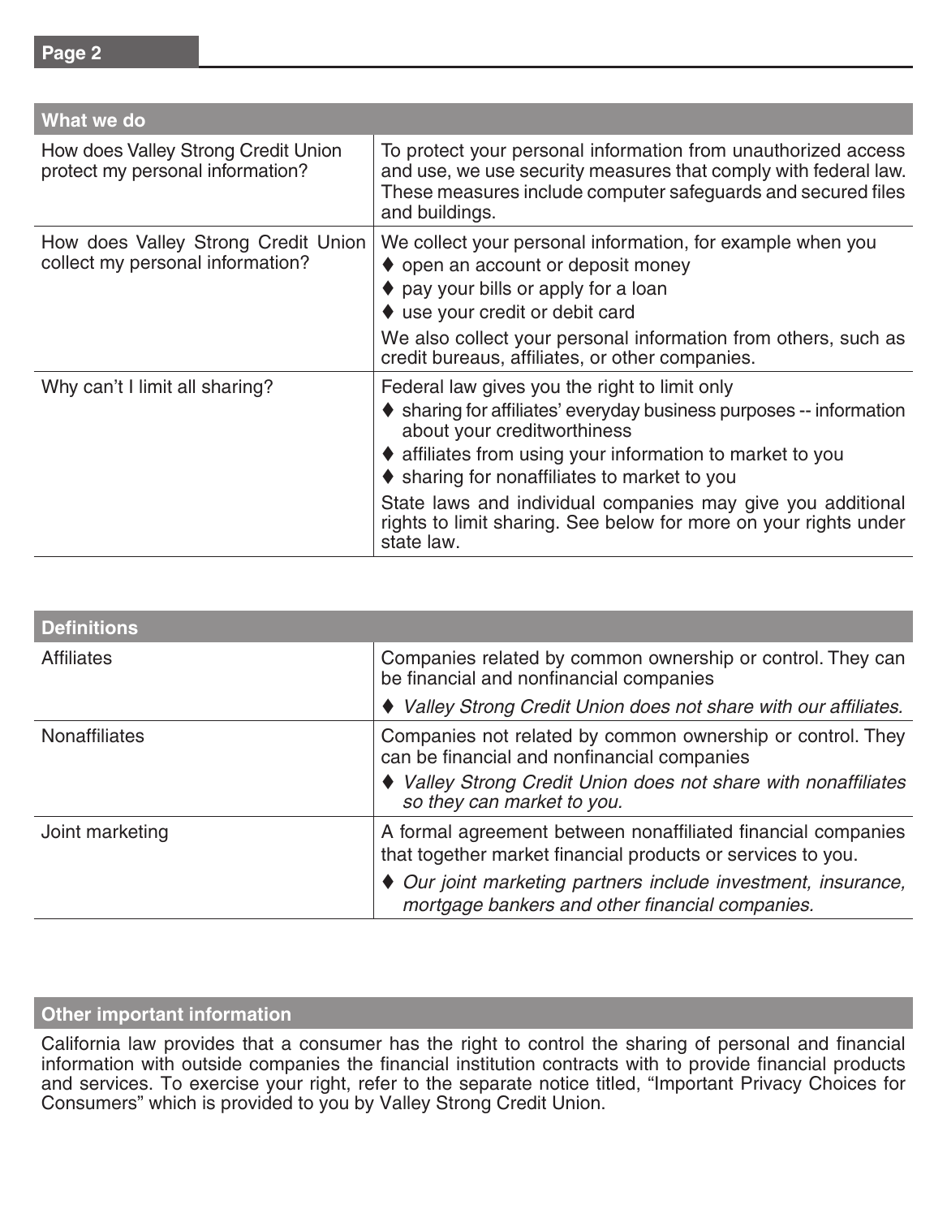| What we do | |
|---|---|
| How does Valley Strong Credit Union protect my personal information? | To protect your personal information from unauthorized access and use, we use security measures that comply with federal law. These measures include computer safeguards and secured files and buildings. |
| How does Valley Strong Credit Union collect my personal information? | We collect your personal information, for example when you<br>♦ open an account or deposit money<br>♦ pay your bills or apply for a loan<br>♦ use your credit or debit card<br>We also collect your personal information from others, such as credit bureaus, affiliates, or other companies. |
| Why can't I limit all sharing? | Federal law gives you the right to limit only<br>♦ sharing for affiliates' everyday business purposes -- information about your creditworthiness<br>♦ affiliates from using your information to market to you<br>♦ sharing for nonaffiliates to market to you<br>State laws and individual companies may give you additional rights to limit sharing. See below for more on your rights under state law. |

| Definitions | |
|---|---|
| Affiliates | Companies related by common ownership or control. They can be financial and nonfinancial companies<br>♦ *Valley Strong Credit Union does not share with our affiliates.* |
| Nonaffiliates | Companies not related by common ownership or control. They can be financial and nonfinancial companies<br>♦ *Valley Strong Credit Union does not share with nonaffiliates so they can market to you.* |
| Joint marketing | A formal agreement between nonaffiliated financial companies that together market financial products or services to you.<br>♦ *Our joint marketing partners include investment, insurance, mortgage bankers and other financial companies.* |

## Other important information

California law provides that a consumer has the right to control the sharing of personal and financial information with outside companies the financial institution contracts with to provide financial products and services. To exercise your right, refer to the separate notice titled, "Important Privacy Choices for Consumers" which is provided to you by Valley Strong Credit Union.